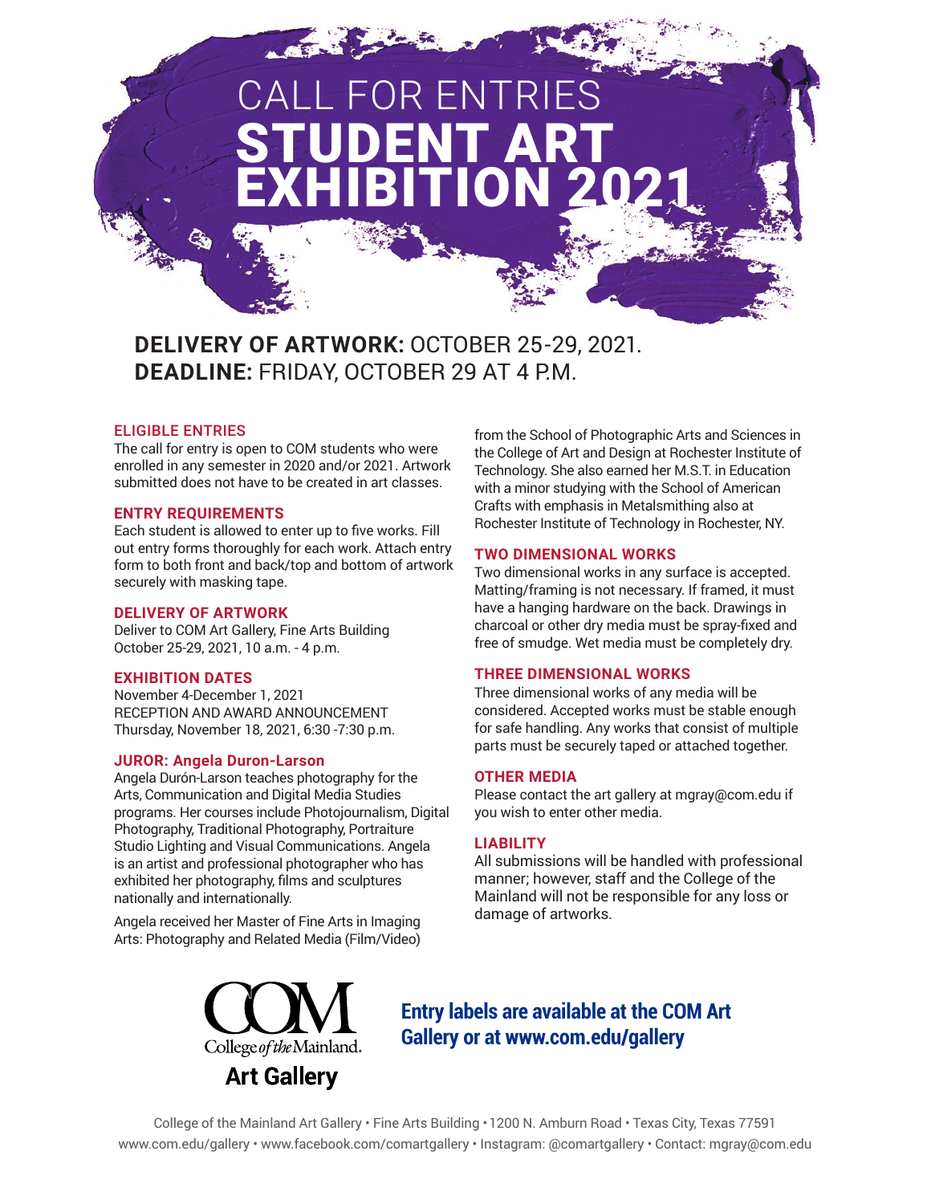# CALL FOR ENTRIES
# STUDENT ART EXHIBITION 2021

**DELIVERY OF ARTWORK:** OCTOBER 25-29, 2021.
**DEADLINE:** FRIDAY, OCTOBER 29 AT 4 P.M.

### ELIGIBLE ENTRIES

The call for entry is open to COM students who were enrolled in any semester in 2020 and/or 2021. Artwork submitted does not have to be created in art classes.

### ENTRY REQUIREMENTS

Each student is allowed to enter up to five works. Fill out entry forms thoroughly for each work. Attach entry form to both front and back/top and bottom of artwork securely with masking tape.

### DELIVERY OF ARTWORK

Deliver to COM Art Gallery, Fine Arts Building
October 25-29, 2021, 10 a.m. - 4 p.m.

### EXHIBITION DATES

November 4-December 1, 2021
RECEPTION AND AWARD ANNOUNCEMENT
Thursday, November 18, 2021, 6:30 -7:30 p.m.

### JUROR: Angela Duron-Larson

Angela Durón-Larson teaches photography for the Arts, Communication and Digital Media Studies programs. Her courses include Photojournalism, Digital Photography, Traditional Photography, Portraiture Studio Lighting and Visual Communications. Angela is an artist and professional photographer who has exhibited her photography, films and sculptures nationally and internationally.

Angela received her Master of Fine Arts in Imaging Arts: Photography and Related Media (Film/Video) from the School of Photographic Arts and Sciences in the College of Art and Design at Rochester Institute of Technology. She also earned her M.S.T. in Education with a minor studying with the School of American Crafts with emphasis in Metalsmithing also at Rochester Institute of Technology in Rochester, NY.

### TWO DIMENSIONAL WORKS

Two dimensional works in any surface is accepted. Matting/framing is not necessary. If framed, it must have a hanging hardware on the back. Drawings in charcoal or other dry media must be spray-fixed and free of smudge. Wet media must be completely dry.

### THREE DIMENSIONAL WORKS

Three dimensional works of any media will be considered. Accepted works must be stable enough for safe handling. Any works that consist of multiple parts must be securely taped or attached together.

### OTHER MEDIA

Please contact the art gallery at mgray@com.edu if you wish to enter other media.

### LIABILITY

All submissions will be handled with professional manner; however, staff and the College of the Mainland will not be responsible for any loss or damage of artworks.

COM College of the Mainland
**Art Gallery**

**Entry labels are available at the COM Art Gallery or at www.com.edu/gallery**

College of the Mainland Art Gallery • Fine Arts Building • 1200 N. Amburn Road • Texas City, Texas 77591
www.com.edu/gallery • www.facebook.com/comartgallery • Instagram: @comartgallery • Contact: mgray@com.edu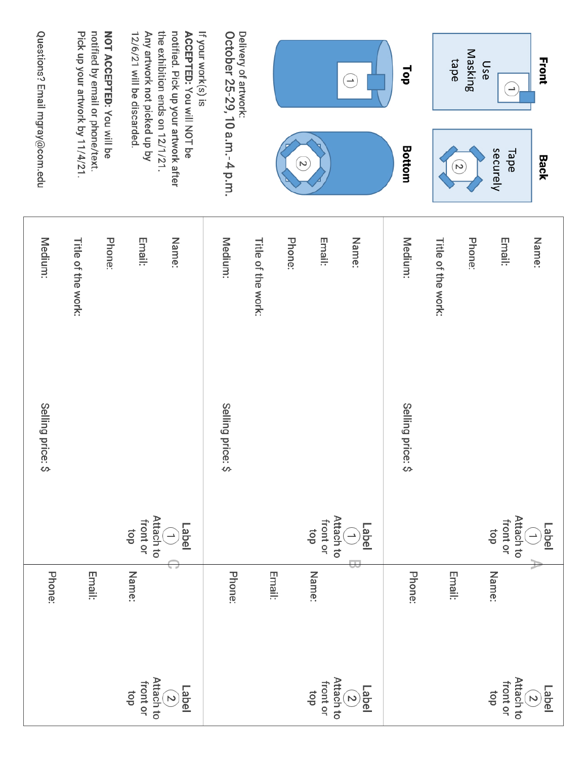**Front**

Use Masking tape

**Back**

Tape securely

**Top**

**Bottom**

Delivery of artwork:

**October 25-29, 10 a.m.-4 p.m.**

If your work(s) is **ACCEPTED:** You will NOT be notified. Pick up your artwork after the exhibition ends on 12/1/21. Any artwork **not** picked up by 12/6/21 will be discarded.

**NOT ACCEPTED:** You will be notified by email or phone/text. Pick up your artwork by 11/4/21.

Questions? Email mgray@com.edu

---

**A**

**Label 1** Attach to front or top

Name:

Email:

Phone:

Title of the work:

Medium: Selling price: $

**Label 2** Attach to front or top

Name:

Email:

Phone:

---

**B**

**Label 1** Attach to front or top

Name:

Email:

Phone:

Title of the work:

Medium: Selling price: $

**Label 2** Attach to front or top

Name:

Email:

Phone:

---

**C**

**Label 1** Attach to front or top

Name:

Email:

Phone:

Title of the work:

Medium: Selling price: $

**Label 2** Attach to front or top

Name:

Email:

Phone: